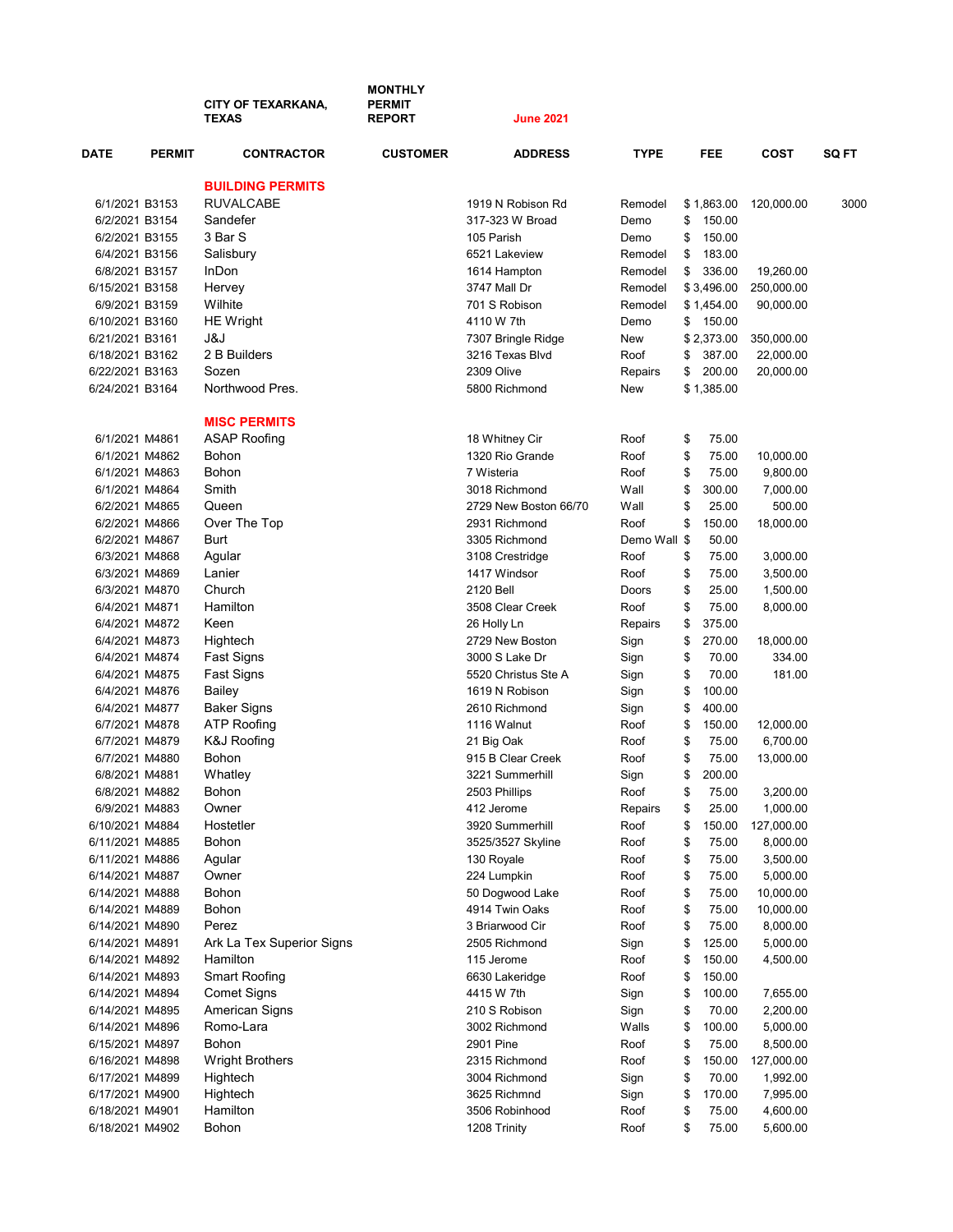**CITY OF TEXARKANA, TEXAS** — **MONTHLY PERMIT REPORT** — **June 2021**

| DATE | PERMIT | CONTRACTOR | CUSTOMER | ADDRESS | TYPE | FEE | COST | SQ FT |
|---|---|---|---|---|---|---|---|---|
| | | **BUILDING PERMITS** | | | | | | |
| 6/1/2021 | B3153 | RUVALCABE | | 1919 N Robison Rd | Remodel | $ 1,863.00 | 120,000.00 | 3000 |
| 6/2/2021 | B3154 | Sandefer | | 317-323 W Broad | Demo | $ 150.00 | | |
| 6/2/2021 | B3155 | 3 Bar S | | 105 Parish | Demo | $ 150.00 | | |
| 6/4/2021 | B3156 | Salisbury | | 6521 Lakeview | Remodel | $ 183.00 | | |
| 6/8/2021 | B3157 | InDon | | 1614 Hampton | Remodel | $ 336.00 | 19,260.00 | |
| 6/15/2021 | B3158 | Hervey | | 3747 Mall Dr | Remodel | $ 3,496.00 | 250,000.00 | |
| 6/9/2021 | B3159 | Wilhite | | 701 S Robison | Remodel | $ 1,454.00 | 90,000.00 | |
| 6/10/2021 | B3160 | HE Wright | | 4110 W 7th | Demo | $ 150.00 | | |
| 6/21/2021 | B3161 | J&J | | 7307 Bringle Ridge | New | $ 2,373.00 | 350,000.00 | |
| 6/18/2021 | B3162 | 2 B Builders | | 3216 Texas Blvd | Roof | $ 387.00 | 22,000.00 | |
| 6/22/2021 | B3163 | Sozen | | 2309 Olive | Repairs | $ 200.00 | 20,000.00 | |
| 6/24/2021 | B3164 | Northwood Pres. | | 5800 Richmond | New | $ 1,385.00 | | |
| | | **MISC PERMITS** | | | | | | |
| 6/1/2021 | M4861 | ASAP Roofing | | 18 Whitney Cir | Roof | $ 75.00 | | |
| 6/1/2021 | M4862 | Bohon | | 1320 Rio Grande | Roof | $ 75.00 | 10,000.00 | |
| 6/1/2021 | M4863 | Bohon | | 7 Wisteria | Roof | $ 75.00 | 9,800.00 | |
| 6/1/2021 | M4864 | Smith | | 3018 Richmond | Wall | $ 300.00 | 7,000.00 | |
| 6/2/2021 | M4865 | Queen | | 2729 New Boston 66/70 | Wall | $ 25.00 | 500.00 | |
| 6/2/2021 | M4866 | Over The Top | | 2931 Richmond | Roof | $ 150.00 | 18,000.00 | |
| 6/2/2021 | M4867 | Burt | | 3305 Richmond | Demo Wall | $ 50.00 | | |
| 6/3/2021 | M4868 | Agular | | 3108 Crestridge | Roof | $ 75.00 | 3,000.00 | |
| 6/3/2021 | M4869 | Lanier | | 1417 Windsor | Roof | $ 75.00 | 3,500.00 | |
| 6/3/2021 | M4870 | Church | | 2120 Bell | Doors | $ 25.00 | 1,500.00 | |
| 6/4/2021 | M4871 | Hamilton | | 3508 Clear Creek | Roof | $ 75.00 | 8,000.00 | |
| 6/4/2021 | M4872 | Keen | | 26 Holly Ln | Repairs | $ 375.00 | | |
| 6/4/2021 | M4873 | Hightech | | 2729 New Boston | Sign | $ 270.00 | 18,000.00 | |
| 6/4/2021 | M4874 | Fast Signs | | 3000 S Lake Dr | Sign | $ 70.00 | 334.00 | |
| 6/4/2021 | M4875 | Fast Signs | | 5520 Christus Ste A | Sign | $ 70.00 | 181.00 | |
| 6/4/2021 | M4876 | Bailey | | 1619 N Robison | Sign | $ 100.00 | | |
| 6/4/2021 | M4877 | Baker Signs | | 2610 Richmond | Sign | $ 400.00 | | |
| 6/7/2021 | M4878 | ATP Roofing | | 1116 Walnut | Roof | $ 150.00 | 12,000.00 | |
| 6/7/2021 | M4879 | K&J Roofing | | 21 Big Oak | Roof | $ 75.00 | 6,700.00 | |
| 6/7/2021 | M4880 | Bohon | | 915 B Clear Creek | Roof | $ 75.00 | 13,000.00 | |
| 6/8/2021 | M4881 | Whatley | | 3221 Summerhill | Sign | $ 200.00 | | |
| 6/8/2021 | M4882 | Bohon | | 2503 Phillips | Roof | $ 75.00 | 3,200.00 | |
| 6/9/2021 | M4883 | Owner | | 412 Jerome | Repairs | $ 25.00 | 1,000.00 | |
| 6/10/2021 | M4884 | Hostetler | | 3920 Summerhill | Roof | $ 150.00 | 127,000.00 | |
| 6/11/2021 | M4885 | Bohon | | 3525/3527 Skyline | Roof | $ 75.00 | 8,000.00 | |
| 6/11/2021 | M4886 | Agular | | 130 Royale | Roof | $ 75.00 | 3,500.00 | |
| 6/14/2021 | M4887 | Owner | | 224 Lumpkin | Roof | $ 75.00 | 5,000.00 | |
| 6/14/2021 | M4888 | Bohon | | 50 Dogwood Lake | Roof | $ 75.00 | 10,000.00 | |
| 6/14/2021 | M4889 | Bohon | | 4914 Twin Oaks | Roof | $ 75.00 | 10,000.00 | |
| 6/14/2021 | M4890 | Perez | | 3 Briarwood Cir | Roof | $ 75.00 | 8,000.00 | |
| 6/14/2021 | M4891 | Ark La Tex Superior Signs | | 2505 Richmond | Sign | $ 125.00 | 5,000.00 | |
| 6/14/2021 | M4892 | Hamilton | | 115 Jerome | Roof | $ 150.00 | 4,500.00 | |
| 6/14/2021 | M4893 | Smart Roofing | | 6630 Lakeridge | Roof | $ 150.00 | | |
| 6/14/2021 | M4894 | Comet Signs | | 4415 W 7th | Sign | $ 100.00 | 7,655.00 | |
| 6/14/2021 | M4895 | American Signs | | 210 S Robison | Sign | $ 70.00 | 2,200.00 | |
| 6/14/2021 | M4896 | Romo-Lara | | 3002 Richmond | Walls | $ 100.00 | 5,000.00 | |
| 6/15/2021 | M4897 | Bohon | | 2901 Pine | Roof | $ 75.00 | 8,500.00 | |
| 6/16/2021 | M4898 | Wright Brothers | | 2315 Richmond | Roof | $ 150.00 | 127,000.00 | |
| 6/17/2021 | M4899 | Hightech | | 3004 Richmond | Sign | $ 70.00 | 1,992.00 | |
| 6/17/2021 | M4900 | Hightech | | 3625 Richmnd | Sign | $ 170.00 | 7,995.00 | |
| 6/18/2021 | M4901 | Hamilton | | 3506 Robinhood | Roof | $ 75.00 | 4,600.00 | |
| 6/18/2021 | M4902 | Bohon | | 1208 Trinity | Roof | $ 75.00 | 5,600.00 | |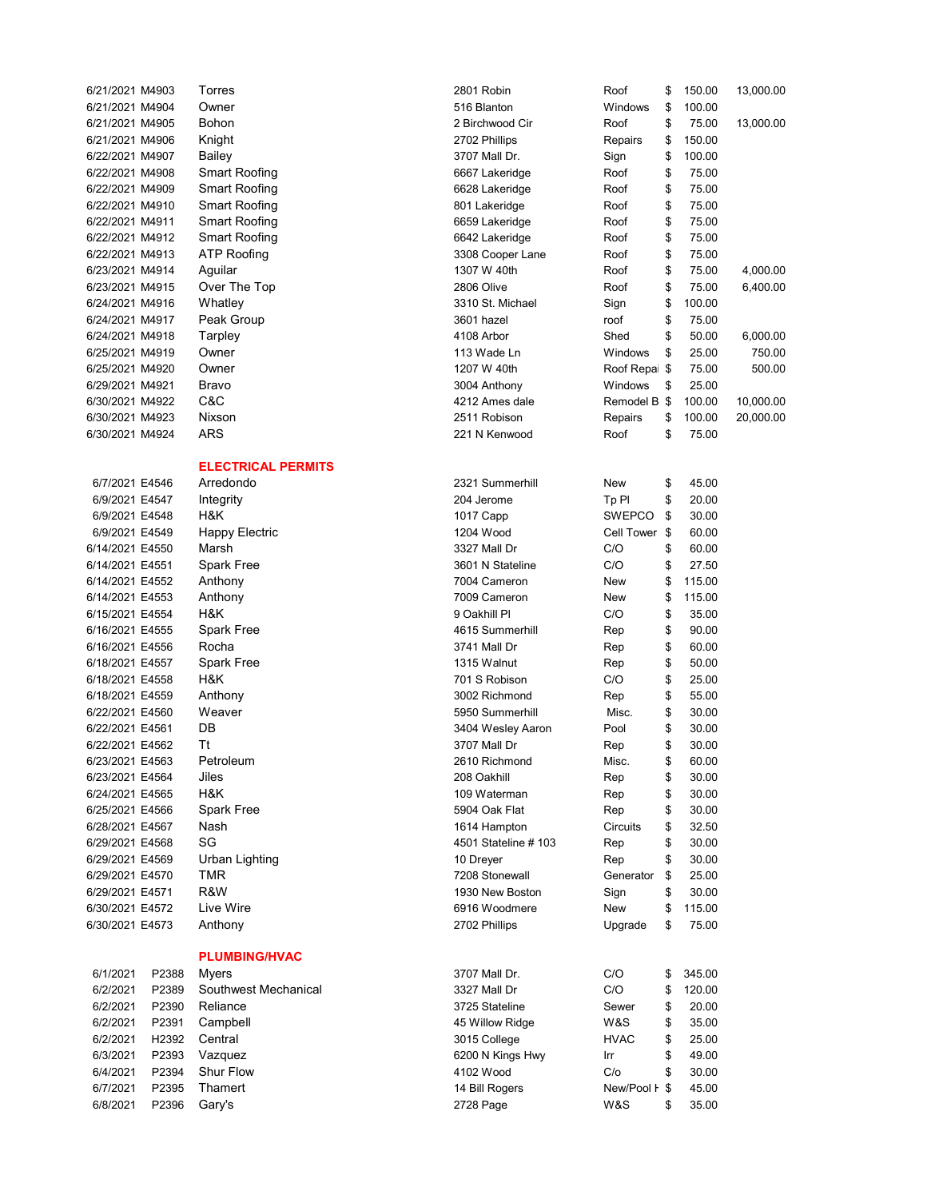| | | | | | | |
|---|---|---|---|---|---|---|
| 6/21/2021 | M4903 | Torres | 2801 Robin | Roof | $ 150.00 | 13,000.00 |
| 6/21/2021 | M4904 | Owner | 516 Blanton | Windows | $ 100.00 | |
| 6/21/2021 | M4905 | Bohon | 2 Birchwood Cir | Roof | $ 75.00 | 13,000.00 |
| 6/21/2021 | M4906 | Knight | 2702 Phillips | Repairs | $ 150.00 | |
| 6/22/2021 | M4907 | Bailey | 3707 Mall Dr. | Sign | $ 100.00 | |
| 6/22/2021 | M4908 | Smart Roofing | 6667 Lakeridge | Roof | $ 75.00 | |
| 6/22/2021 | M4909 | Smart Roofing | 6628 Lakeridge | Roof | $ 75.00 | |
| 6/22/2021 | M4910 | Smart Roofing | 801 Lakeridge | Roof | $ 75.00 | |
| 6/22/2021 | M4911 | Smart Roofing | 6659 Lakeridge | Roof | $ 75.00 | |
| 6/22/2021 | M4912 | Smart Roofing | 6642 Lakeridge | Roof | $ 75.00 | |
| 6/22/2021 | M4913 | ATP Roofing | 3308 Cooper Lane | Roof | $ 75.00 | |
| 6/23/2021 | M4914 | Aguilar | 1307 W 40th | Roof | $ 75.00 | 4,000.00 |
| 6/23/2021 | M4915 | Over The Top | 2806 Olive | Roof | $ 75.00 | 6,400.00 |
| 6/24/2021 | M4916 | Whatley | 3310 St. Michael | Sign | $ 100.00 | |
| 6/24/2021 | M4917 | Peak Group | 3601 hazel | roof | $ 75.00 | |
| 6/24/2021 | M4918 | Tarpley | 4108 Arbor | Shed | $ 50.00 | 6,000.00 |
| 6/25/2021 | M4919 | Owner | 113 Wade Ln | Windows | $ 25.00 | 750.00 |
| 6/25/2021 | M4920 | Owner | 1207 W 40th | Roof Repai | $ 75.00 | 500.00 |
| 6/29/2021 | M4921 | Bravo | 3004 Anthony | Windows | $ 25.00 | |
| 6/30/2021 | M4922 | C&C | 4212 Ames dale | Remodel B | $ 100.00 | 10,000.00 |
| 6/30/2021 | M4923 | Nixson | 2511 Robison | Repairs | $ 100.00 | 20,000.00 |
| 6/30/2021 | M4924 | ARS | 221 N Kenwood | Roof | $ 75.00 | |

## ELECTRICAL PERMITS

| | | | | | |
|---|---|---|---|---|---|
| 6/7/2021 | E4546 | Arredondo | 2321 Summerhill | New | $ 45.00 |
| 6/9/2021 | E4547 | Integrity | 204 Jerome | Tp Pl | $ 20.00 |
| 6/9/2021 | E4548 | H&K | 1017 Capp | SWEPCO | $ 30.00 |
| 6/9/2021 | E4549 | Happy Electric | 1204 Wood | Cell Tower | $ 60.00 |
| 6/14/2021 | E4550 | Marsh | 3327 Mall Dr | C/O | $ 60.00 |
| 6/14/2021 | E4551 | Spark Free | 3601 N Stateline | C/O | $ 27.50 |
| 6/14/2021 | E4552 | Anthony | 7004 Cameron | New | $ 115.00 |
| 6/14/2021 | E4553 | Anthony | 7009 Cameron | New | $ 115.00 |
| 6/15/2021 | E4554 | H&K | 9 Oakhill Pl | C/O | $ 35.00 |
| 6/16/2021 | E4555 | Spark Free | 4615 Summerhill | Rep | $ 90.00 |
| 6/16/2021 | E4556 | Rocha | 3741 Mall Dr | Rep | $ 60.00 |
| 6/18/2021 | E4557 | Spark Free | 1315 Walnut | Rep | $ 50.00 |
| 6/18/2021 | E4558 | H&K | 701 S Robison | C/O | $ 25.00 |
| 6/18/2021 | E4559 | Anthony | 3002 Richmond | Rep | $ 55.00 |
| 6/22/2021 | E4560 | Weaver | 5950 Summerhill | Misc. | $ 30.00 |
| 6/22/2021 | E4561 | DB | 3404 Wesley Aaron | Pool | $ 30.00 |
| 6/22/2021 | E4562 | Tt | 3707 Mall Dr | Rep | $ 30.00 |
| 6/23/2021 | E4563 | Petroleum | 2610 Richmond | Misc. | $ 60.00 |
| 6/23/2021 | E4564 | Jiles | 208 Oakhill | Rep | $ 30.00 |
| 6/24/2021 | E4565 | H&K | 109 Waterman | Rep | $ 30.00 |
| 6/25/2021 | E4566 | Spark Free | 5904 Oak Flat | Rep | $ 30.00 |
| 6/28/2021 | E4567 | Nash | 1614 Hampton | Circuits | $ 32.50 |
| 6/29/2021 | E4568 | SG | 4501 Stateline # 103 | Rep | $ 30.00 |
| 6/29/2021 | E4569 | Urban Lighting | 10 Dreyer | Rep | $ 30.00 |
| 6/29/2021 | E4570 | TMR | 7208 Stonewall | Generator | $ 25.00 |
| 6/29/2021 | E4571 | R&W | 1930 New Boston | Sign | $ 30.00 |
| 6/30/2021 | E4572 | Live Wire | 6916 Woodmere | New | $ 115.00 |
| 6/30/2021 | E4573 | Anthony | 2702 Phillips | Upgrade | $ 75.00 |

## PLUMBING/HVAC

| | | | | | |
|---|---|---|---|---|---|
| 6/1/2021 | P2388 | Myers | 3707 Mall Dr. | C/O | $ 345.00 |
| 6/2/2021 | P2389 | Southwest Mechanical | 3327 Mall Dr | C/O | $ 120.00 |
| 6/2/2021 | P2390 | Reliance | 3725 Stateline | Sewer | $ 20.00 |
| 6/2/2021 | P2391 | Campbell | 45 Willow Ridge | W&S | $ 35.00 |
| 6/2/2021 | H2392 | Central | 3015 College | HVAC | $ 25.00 |
| 6/3/2021 | P2393 | Vazquez | 6200 N Kings Hwy | Irr | $ 49.00 |
| 6/4/2021 | P2394 | Shur Flow | 4102 Wood | C/o | $ 30.00 |
| 6/7/2021 | P2395 | Thamert | 14 Bill Rogers | New/Pool H | $ 45.00 |
| 6/8/2021 | P2396 | Gary's | 2728 Page | W&S | $ 35.00 |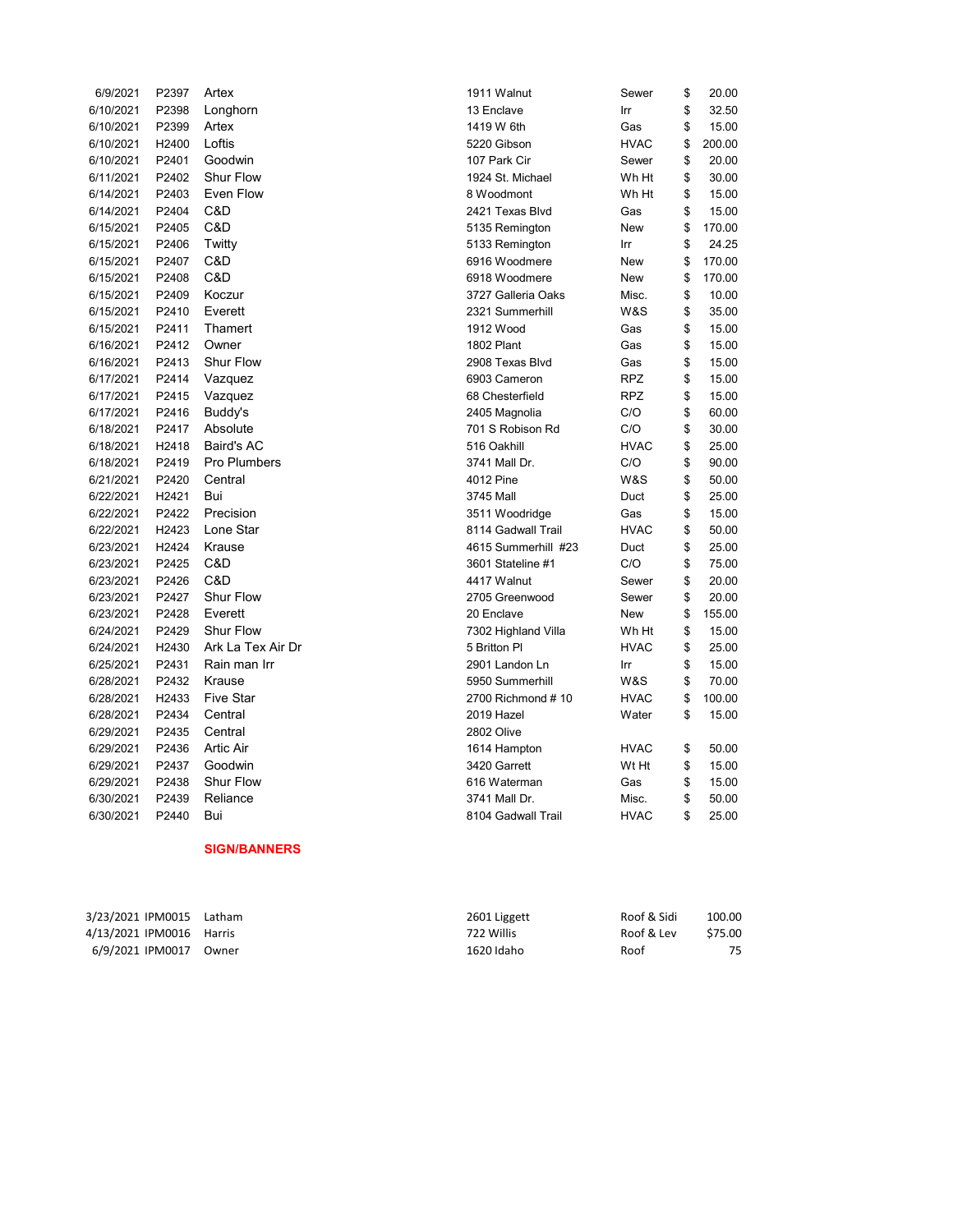| | | | | | |
|---|---|---|---|---|---|
| 6/9/2021 | P2397 | Artex | 1911 Walnut | Sewer | $ 20.00 |
| 6/10/2021 | P2398 | Longhorn | 13 Enclave | Irr | $ 32.50 |
| 6/10/2021 | P2399 | Artex | 1419 W 6th | Gas | $ 15.00 |
| 6/10/2021 | H2400 | Loftis | 5220 Gibson | HVAC | $ 200.00 |
| 6/10/2021 | P2401 | Goodwin | 107 Park Cir | Sewer | $ 20.00 |
| 6/11/2021 | P2402 | Shur Flow | 1924 St. Michael | Wh Ht | $ 30.00 |
| 6/14/2021 | P2403 | Even Flow | 8 Woodmont | Wh Ht | $ 15.00 |
| 6/14/2021 | P2404 | C&D | 2421 Texas Blvd | Gas | $ 15.00 |
| 6/15/2021 | P2405 | C&D | 5135 Remington | New | $ 170.00 |
| 6/15/2021 | P2406 | Twitty | 5133 Remington | Irr | $ 24.25 |
| 6/15/2021 | P2407 | C&D | 6916 Woodmere | New | $ 170.00 |
| 6/15/2021 | P2408 | C&D | 6918 Woodmere | New | $ 170.00 |
| 6/15/2021 | P2409 | Koczur | 3727 Galleria Oaks | Misc. | $ 10.00 |
| 6/15/2021 | P2410 | Everett | 2321 Summerhill | W&S | $ 35.00 |
| 6/15/2021 | P2411 | Thamert | 1912 Wood | Gas | $ 15.00 |
| 6/16/2021 | P2412 | Owner | 1802 Plant | Gas | $ 15.00 |
| 6/16/2021 | P2413 | Shur Flow | 2908 Texas Blvd | Gas | $ 15.00 |
| 6/17/2021 | P2414 | Vazquez | 6903 Cameron | RPZ | $ 15.00 |
| 6/17/2021 | P2415 | Vazquez | 68 Chesterfield | RPZ | $ 15.00 |
| 6/17/2021 | P2416 | Buddy's | 2405 Magnolia | C/O | $ 60.00 |
| 6/18/2021 | P2417 | Absolute | 701 S Robison Rd | C/O | $ 30.00 |
| 6/18/2021 | H2418 | Baird's AC | 516 Oakhill | HVAC | $ 25.00 |
| 6/18/2021 | P2419 | Pro Plumbers | 3741 Mall Dr. | C/O | $ 90.00 |
| 6/21/2021 | P2420 | Central | 4012 Pine | W&S | $ 50.00 |
| 6/22/2021 | H2421 | Bui | 3745 Mall | Duct | $ 25.00 |
| 6/22/2021 | P2422 | Precision | 3511 Woodridge | Gas | $ 15.00 |
| 6/22/2021 | H2423 | Lone Star | 8114 Gadwall Trail | HVAC | $ 50.00 |
| 6/23/2021 | H2424 | Krause | 4615 Summerhill #23 | Duct | $ 25.00 |
| 6/23/2021 | P2425 | C&D | 3601 Stateline #1 | C/O | $ 75.00 |
| 6/23/2021 | P2426 | C&D | 4417 Walnut | Sewer | $ 20.00 |
| 6/23/2021 | P2427 | Shur Flow | 2705 Greenwood | Sewer | $ 20.00 |
| 6/23/2021 | P2428 | Everett | 20 Enclave | New | $ 155.00 |
| 6/24/2021 | P2429 | Shur Flow | 7302 Highland Villa | Wh Ht | $ 15.00 |
| 6/24/2021 | H2430 | Ark La Tex Air Dr | 5 Britton Pl | HVAC | $ 25.00 |
| 6/25/2021 | P2431 | Rain man Irr | 2901 Landon Ln | Irr | $ 15.00 |
| 6/28/2021 | P2432 | Krause | 5950 Summerhill | W&S | $ 70.00 |
| 6/28/2021 | H2433 | Five Star | 2700 Richmond # 10 | HVAC | $ 100.00 |
| 6/28/2021 | P2434 | Central | 2019 Hazel | Water | $ 15.00 |
| 6/29/2021 | P2435 | Central | 2802 Olive | | |
| 6/29/2021 | P2436 | Artic Air | 1614 Hampton | HVAC | $ 50.00 |
| 6/29/2021 | P2437 | Goodwin | 3420 Garrett | Wt Ht | $ 15.00 |
| 6/29/2021 | P2438 | Shur Flow | 616 Waterman | Gas | $ 15.00 |
| 6/30/2021 | P2439 | Reliance | 3741 Mall Dr. | Misc. | $ 50.00 |
| 6/30/2021 | P2440 | Bui | 8104 Gadwall Trail | HVAC | $ 25.00 |

**SIGN/BANNERS**

| | | | | | |
|---|---|---|---|---|---|
| 3/23/2021 | IPM0015 | Latham | 2601 Liggett | Roof & Sidi | 100.00 |
| 4/13/2021 | IPM0016 | Harris | 722 Willis | Roof & Lev | $75.00 |
| 6/9/2021 | IPM0017 | Owner | 1620 Idaho | Roof | 75 |